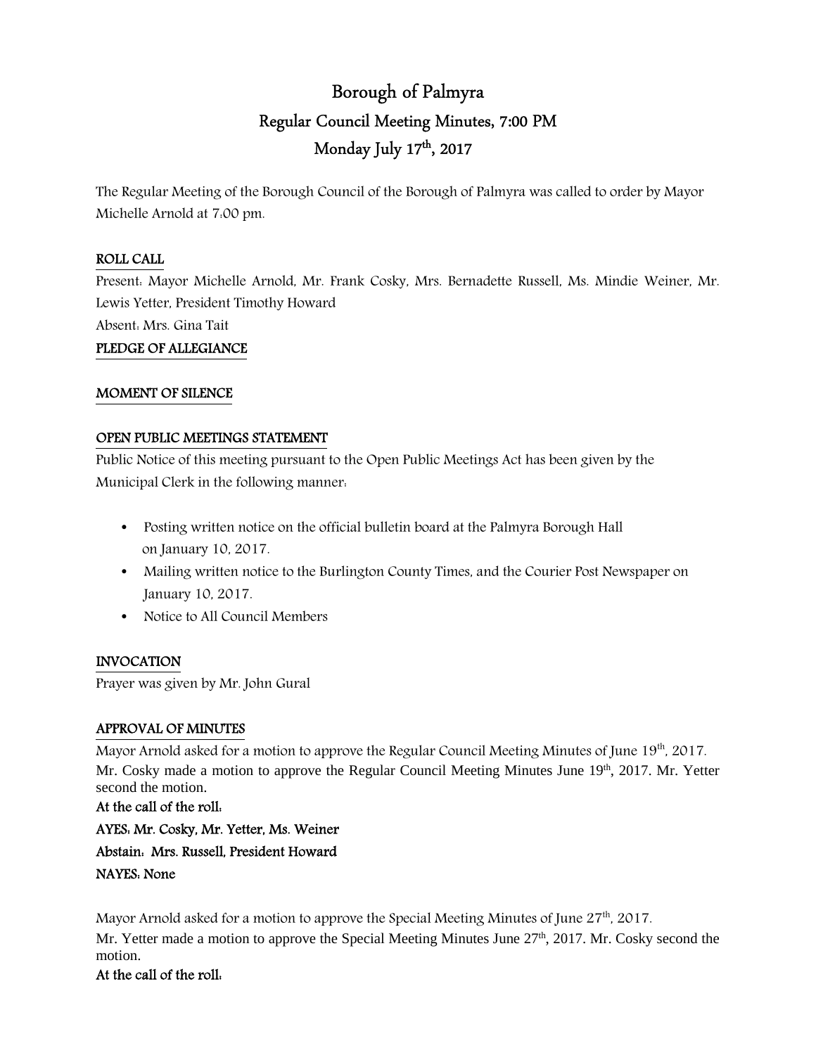# Borough of Palmyra

## Regular Council Meeting Minutes, 7:00 PM

## Monday July 17th, 2017

The Regular Meeting of the Borough Council of the Borough of Palmyra was called to order by Mayor Michelle Arnold at 7:00 pm.

**ROLL CALL**

Present: Mayor Michelle Arnold, Mr. Frank Cosky, Mrs. Bernadette Russell, Ms. Mindie Weiner, Mr. Lewis Yetter, President Timothy Howard

Absent: Mrs. Gina Tait

**PLEDGE OF ALLEGIANCE**

**MOMENT OF SILENCE**

**OPEN PUBLIC MEETINGS STATEMENT**

Public Notice of this meeting pursuant to the Open Public Meetings Act has been given by the Municipal Clerk in the following manner:

- Posting written notice on the official bulletin board at the Palmyra Borough Hall on January 10, 2017.
- Mailing written notice to the Burlington County Times, and the Courier Post Newspaper on January 10, 2017.
- Notice to All Council Members

**INVOCATION**

Prayer was given by Mr. John Gural

**APPROVAL OF MINUTES**

Mayor Arnold asked for a motion to approve the Regular Council Meeting Minutes of June 19th, 2017. Mr. Cosky made a motion to approve the Regular Council Meeting Minutes June 19th, 2017. Mr. Yetter second the motion.

**At the call of the roll:**

**AYES: Mr. Cosky, Mr. Yetter, Ms. Weiner**

**Abstain: Mrs. Russell, President Howard**

**NAYES: None**

Mayor Arnold asked for a motion to approve the Special Meeting Minutes of June 27th, 2017. Mr. Yetter made a motion to approve the Special Meeting Minutes June 27th, 2017. Mr. Cosky second the motion.

**At the call of the roll:**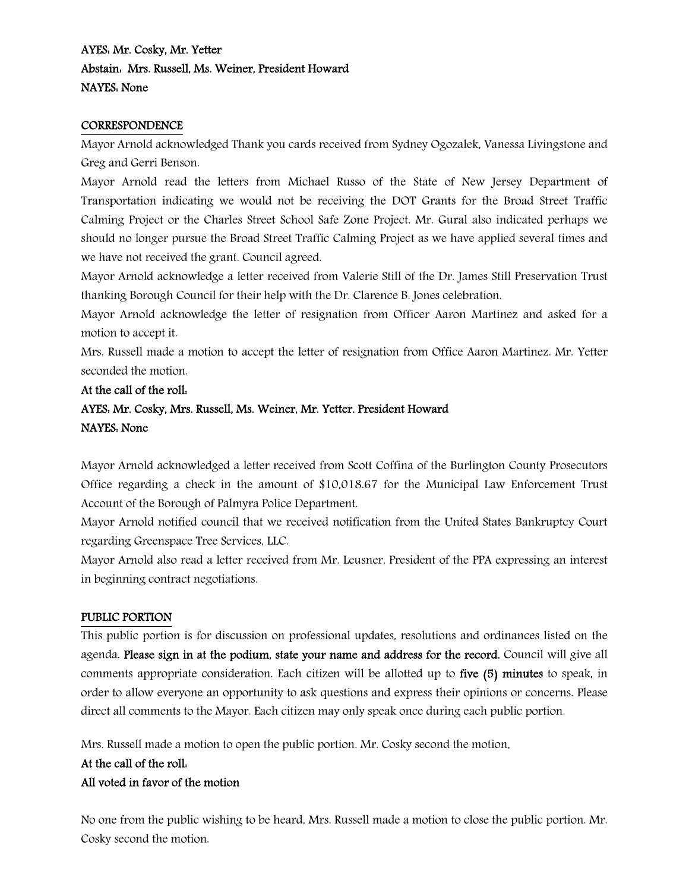**AYES: Mr. Cosky, Mr. Yetter**

**Abstain: Mrs. Russell, Ms. Weiner, President Howard**

**NAYES: None**

## CORRESPONDENCE

Mayor Arnold acknowledged Thank you cards received from Sydney Ogozalek, Vanessa Livingstone and Greg and Gerri Benson.

Mayor Arnold read the letters from Michael Russo of the State of New Jersey Department of Transportation indicating we would not be receiving the DOT Grants for the Broad Street Traffic Calming Project or the Charles Street School Safe Zone Project. Mr. Gural also indicated perhaps we should no longer pursue the Broad Street Traffic Calming Project as we have applied several times and we have not received the grant. Council agreed.

Mayor Arnold acknowledge a letter received from Valerie Still of the Dr. James Still Preservation Trust thanking Borough Council for their help with the Dr. Clarence B. Jones celebration.

Mayor Arnold acknowledge the letter of resignation from Officer Aaron Martinez and asked for a motion to accept it.

Mrs. Russell made a motion to accept the letter of resignation from Office Aaron Martinez. Mr. Yetter seconded the motion.

**At the call of the roll:**

**AYES: Mr. Cosky, Mrs. Russell, Ms. Weiner, Mr. Yetter. President Howard**

**NAYES: None**

Mayor Arnold acknowledged a letter received from Scott Coffina of the Burlington County Prosecutors Office regarding a check in the amount of $10,018.67 for the Municipal Law Enforcement Trust Account of the Borough of Palmyra Police Department.

Mayor Arnold notified council that we received notification from the United States Bankruptcy Court regarding Greenspace Tree Services, LLC.

Mayor Arnold also read a letter received from Mr. Leusner, President of the PPA expressing an interest in beginning contract negotiations.

## PUBLIC PORTION

This public portion is for discussion on professional updates, resolutions and ordinances listed on the agenda. **Please sign in at the podium, state your name and address for the record.** Council will give all comments appropriate consideration. Each citizen will be allotted up to **five (5) minutes** to speak, in order to allow everyone an opportunity to ask questions and express their opinions or concerns. Please direct all comments to the Mayor. Each citizen may only speak once during each public portion.

Mrs. Russell made a motion to open the public portion. Mr. Cosky second the motion.

**At the call of the roll:**

**All voted in favor of the motion**

No one from the public wishing to be heard, Mrs. Russell made a motion to close the public portion. Mr. Cosky second the motion.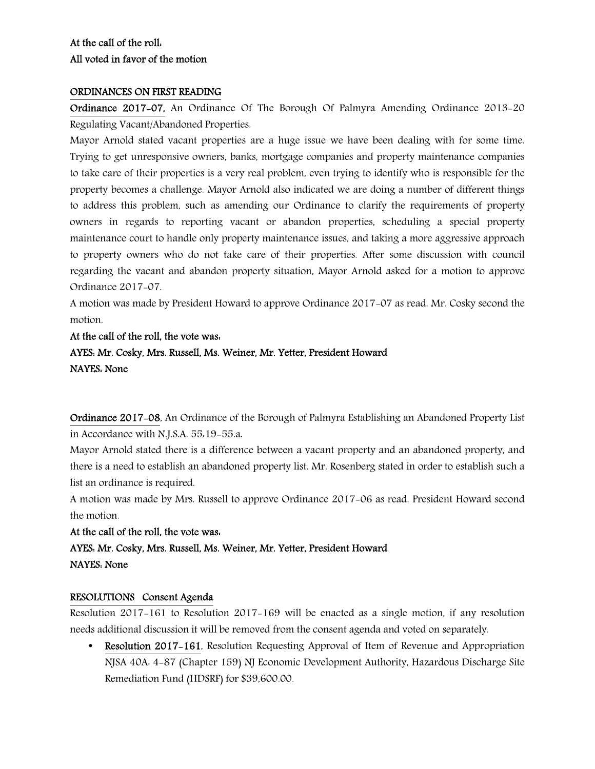**At the call of the roll:**
**All voted in favor of the motion**

**ORDINANCES ON FIRST READING**

**Ordinance 2017-07,** An Ordinance Of The Borough Of Palmyra Amending Ordinance 2013-20 Regulating Vacant/Abandoned Properties.

Mayor Arnold stated vacant properties are a huge issue we have been dealing with for some time. Trying to get unresponsive owners, banks, mortgage companies and property maintenance companies to take care of their properties is a very real problem, even trying to identify who is responsible for the property becomes a challenge. Mayor Arnold also indicated we are doing a number of different things to address this problem, such as amending our Ordinance to clarify the requirements of property owners in regards to reporting vacant or abandon properties, scheduling a special property maintenance court to handle only property maintenance issues, and taking a more aggressive approach to property owners who do not take care of their properties. After some discussion with council regarding the vacant and abandon property situation, Mayor Arnold asked for a motion to approve Ordinance 2017-07.

A motion was made by President Howard to approve Ordinance 2017-07 as read. Mr. Cosky second the motion.

**At the call of the roll, the vote was:**
**AYES: Mr. Cosky, Mrs. Russell, Ms. Weiner, Mr. Yetter, President Howard**
**NAYES: None**

**Ordinance 2017-08**, An Ordinance of the Borough of Palmyra Establishing an Abandoned Property List in Accordance with N.J.S.A. 55:19-55.a.

Mayor Arnold stated there is a difference between a vacant property and an abandoned property, and there is a need to establish an abandoned property list. Mr. Rosenberg stated in order to establish such a list an ordinance is required.

A motion was made by Mrs. Russell to approve Ordinance 2017-06 as read. President Howard second the motion.

**At the call of the roll, the vote was:**
**AYES: Mr. Cosky, Mrs. Russell, Ms. Weiner, Mr. Yetter, President Howard**
**NAYES: None**

**RESOLUTIONS Consent Agenda**

Resolution 2017-161 to Resolution 2017-169 will be enacted as a single motion, if any resolution needs additional discussion it will be removed from the consent agenda and voted on separately.

- **Resolution 2017-161**, Resolution Requesting Approval of Item of Revenue and Appropriation NJSA 40A: 4-87 (Chapter 159) NJ Economic Development Authority, Hazardous Discharge Site Remediation Fund (HDSRF) for $39,600.00.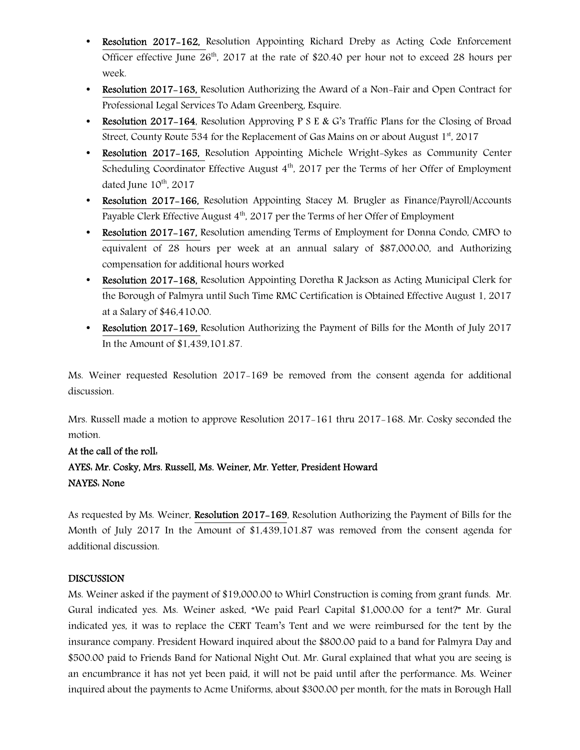- **Resolution 2017-162,** Resolution Appointing Richard Dreby as Acting Code Enforcement Officer effective June 26th, 2017 at the rate of $20.40 per hour not to exceed 28 hours per week.
- **Resolution 2017-163,** Resolution Authorizing the Award of a Non-Fair and Open Contract for Professional Legal Services To Adam Greenberg, Esquire.
- **Resolution 2017-164**, Resolution Approving P S E & G's Traffic Plans for the Closing of Broad Street, County Route 534 for the Replacement of Gas Mains on or about August 1st, 2017
- **Resolution 2017-165,** Resolution Appointing Michele Wright-Sykes as Community Center Scheduling Coordinator Effective August 4th, 2017 per the Terms of her Offer of Employment dated June 10th, 2017
- **Resolution 2017-166,** Resolution Appointing Stacey M. Brugler as Finance/Payroll/Accounts Payable Clerk Effective August 4th, 2017 per the Terms of her Offer of Employment
- **Resolution 2017-167,** Resolution amending Terms of Employment for Donna Condo, CMFO to equivalent of 28 hours per week at an annual salary of $87,000.00, and Authorizing compensation for additional hours worked
- **Resolution 2017-168,** Resolution Appointing Doretha R Jackson as Acting Municipal Clerk for the Borough of Palmyra until Such Time RMC Certification is Obtained Effective August 1, 2017 at a Salary of $46,410.00.
- **Resolution 2017-169,** Resolution Authorizing the Payment of Bills for the Month of July 2017 In the Amount of $1,439,101.87.

Ms. Weiner requested Resolution 2017-169 be removed from the consent agenda for additional discussion.

Mrs. Russell made a motion to approve Resolution 2017-161 thru 2017-168. Mr. Cosky seconded the motion.

**At the call of the roll:**

**AYES: Mr. Cosky, Mrs. Russell, Ms. Weiner, Mr. Yetter, President Howard**

**NAYES: None**

As requested by Ms. Weiner, **Resolution 2017-169**, Resolution Authorizing the Payment of Bills for the Month of July 2017 In the Amount of $1,439,101.87 was removed from the consent agenda for additional discussion.

**DISCUSSION**

Ms. Weiner asked if the payment of $19,000.00 to Whirl Construction is coming from grant funds. Mr. Gural indicated yes. Ms. Weiner asked, "We paid Pearl Capital $1,000.00 for a tent?" Mr. Gural indicated yes, it was to replace the CERT Team's Tent and we were reimbursed for the tent by the insurance company. President Howard inquired about the $800.00 paid to a band for Palmyra Day and $500.00 paid to Friends Band for National Night Out. Mr. Gural explained that what you are seeing is an encumbrance it has not yet been paid, it will not be paid until after the performance. Ms. Weiner inquired about the payments to Acme Uniforms, about $300.00 per month, for the mats in Borough Hall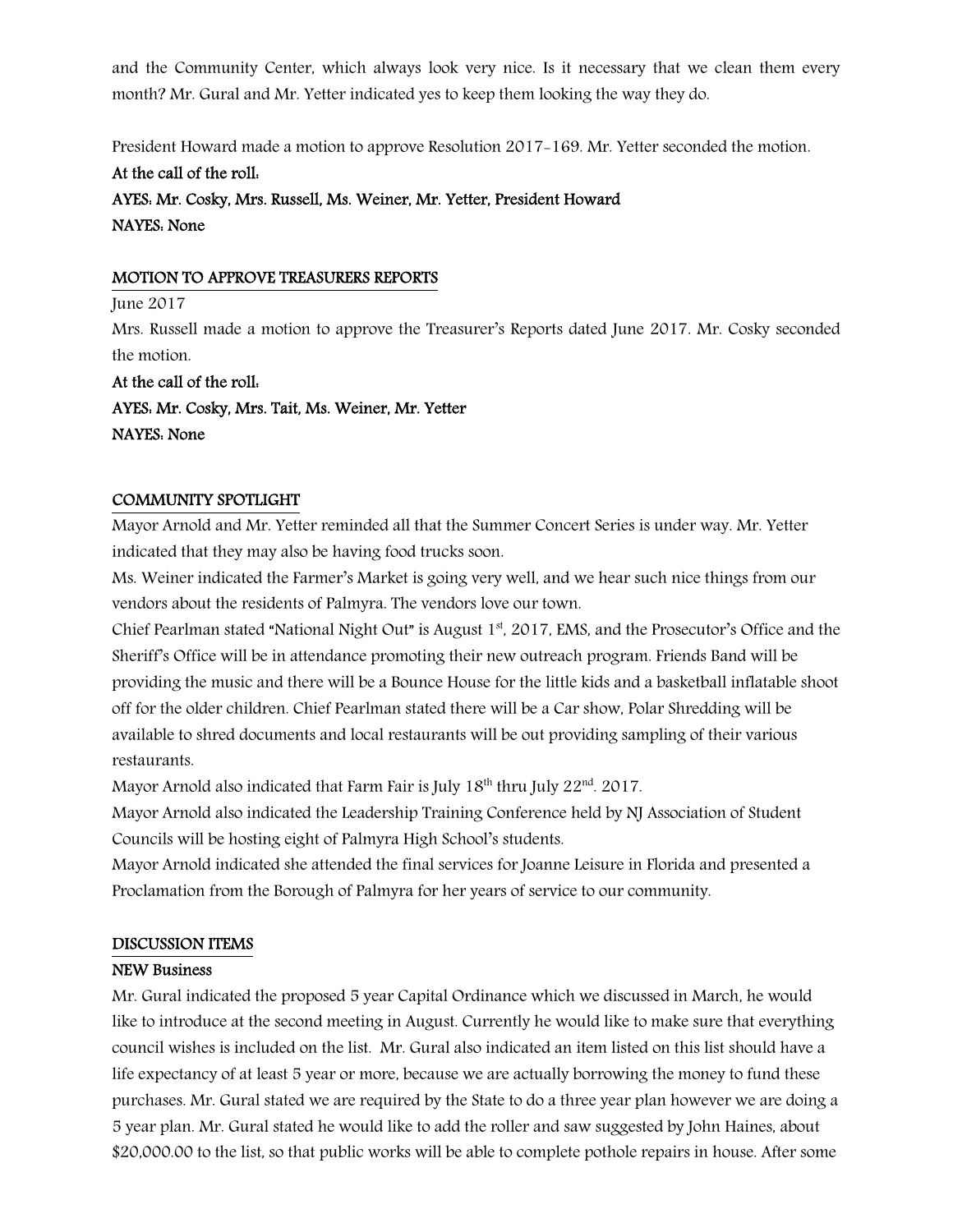and the Community Center, which always look very nice. Is it necessary that we clean them every month? Mr. Gural and Mr. Yetter indicated yes to keep them looking the way they do.

President Howard made a motion to approve Resolution 2017-169. Mr. Yetter seconded the motion.

**At the call of the roll:**

**AYES: Mr. Cosky, Mrs. Russell, Ms. Weiner, Mr. Yetter, President Howard**

**NAYES: None**

## MOTION TO APPROVE TREASURERS REPORTS

June 2017

Mrs. Russell made a motion to approve the Treasurer's Reports dated June 2017. Mr. Cosky seconded the motion.

**At the call of the roll:**

**AYES: Mr. Cosky, Mrs. Tait, Ms. Weiner, Mr. Yetter**

**NAYES: None**

## COMMUNITY SPOTLIGHT

Mayor Arnold and Mr. Yetter reminded all that the Summer Concert Series is under way. Mr. Yetter indicated that they may also be having food trucks soon.

Ms. Weiner indicated the Farmer's Market is going very well, and we hear such nice things from our vendors about the residents of Palmyra. The vendors love our town.

Chief Pearlman stated "National Night Out" is August 1st, 2017, EMS, and the Prosecutor's Office and the Sheriff's Office will be in attendance promoting their new outreach program. Friends Band will be providing the music and there will be a Bounce House for the little kids and a basketball inflatable shoot off for the older children. Chief Pearlman stated there will be a Car show, Polar Shredding will be available to shred documents and local restaurants will be out providing sampling of their various restaurants.

Mayor Arnold also indicated that Farm Fair is July 18th thru July 22nd. 2017.

Mayor Arnold also indicated the Leadership Training Conference held by NJ Association of Student Councils will be hosting eight of Palmyra High School's students.

Mayor Arnold indicated she attended the final services for Joanne Leisure in Florida and presented a Proclamation from the Borough of Palmyra for her years of service to our community.

## DISCUSSION ITEMS

### NEW Business

Mr. Gural indicated the proposed 5 year Capital Ordinance which we discussed in March, he would like to introduce at the second meeting in August. Currently he would like to make sure that everything council wishes is included on the list. Mr. Gural also indicated an item listed on this list should have a life expectancy of at least 5 year or more, because we are actually borrowing the money to fund these purchases. Mr. Gural stated we are required by the State to do a three year plan however we are doing a 5 year plan. Mr. Gural stated he would like to add the roller and saw suggested by John Haines, about $20,000.00 to the list, so that public works will be able to complete pothole repairs in house. After some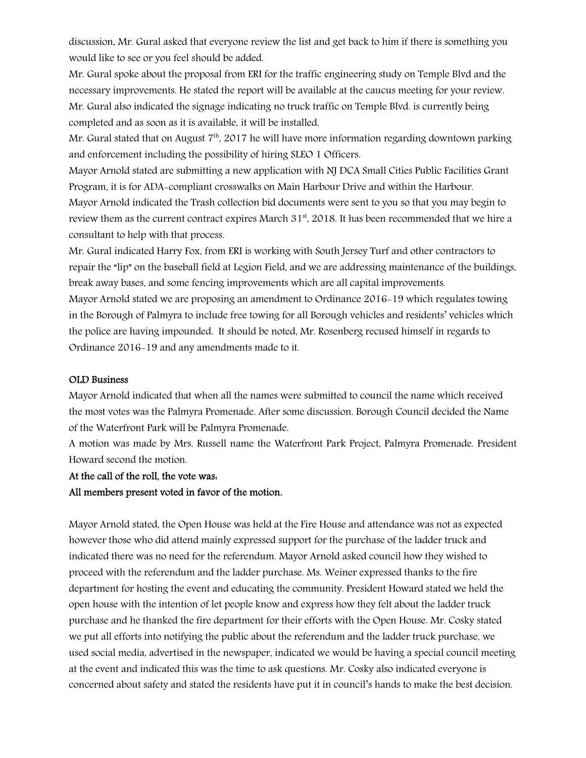discussion, Mr. Gural asked that everyone review the list and get back to him if there is something you would like to see or you feel should be added.

Mr. Gural spoke about the proposal from ERI for the traffic engineering study on Temple Blvd and the necessary improvements. He stated the report will be available at the caucus meeting for your review.

Mr. Gural also indicated the signage indicating no truck traffic on Temple Blvd. is currently being completed and as soon as it is available, it will be installed.

Mr. Gural stated that on August 7th, 2017 he will have more information regarding downtown parking and enforcement including the possibility of hiring SLEO 1 Officers.

Mayor Arnold stated are submitting a new application with NJ DCA Small Cities Public Facilities Grant Program, it is for ADA-compliant crosswalks on Main Harbour Drive and within the Harbour.

Mayor Arnold indicated the Trash collection bid documents were sent to you so that you may begin to review them as the current contract expires March 31st, 2018. It has been recommended that we hire a consultant to help with that process.

Mr. Gural indicated Harry Fox, from ERI is working with South Jersey Turf and other contractors to repair the "lip" on the baseball field at Legion Field, and we are addressing maintenance of the buildings, break away bases, and some fencing improvements which are all capital improvements.

Mayor Arnold stated we are proposing an amendment to Ordinance 2016-19 which regulates towing in the Borough of Palmyra to include free towing for all Borough vehicles and residents' vehicles which the police are having impounded. It should be noted, Mr. Rosenberg recused himself in regards to Ordinance 2016-19 and any amendments made to it.

**OLD Business**

Mayor Arnold indicated that when all the names were submitted to council the name which received the most votes was the Palmyra Promenade. After some discussion. Borough Council decided the Name of the Waterfront Park will be Palmyra Promenade.

A motion was made by Mrs. Russell name the Waterfront Park Project, Palmyra Promenade. President Howard second the motion.

**At the call of the roll, the vote was:**

**All members present voted in favor of the motion.**

Mayor Arnold stated, the Open House was held at the Fire House and attendance was not as expected however those who did attend mainly expressed support for the purchase of the ladder truck and indicated there was no need for the referendum. Mayor Arnold asked council how they wished to proceed with the referendum and the ladder purchase. Ms. Weiner expressed thanks to the fire department for hosting the event and educating the community. President Howard stated we held the open house with the intention of let people know and express how they felt about the ladder truck purchase and he thanked the fire department for their efforts with the Open House. Mr. Cosky stated we put all efforts into notifying the public about the referendum and the ladder truck purchase, we used social media, advertised in the newspaper, indicated we would be having a special council meeting at the event and indicated this was the time to ask questions. Mr. Cosky also indicated everyone is concerned about safety and stated the residents have put it in council's hands to make the best decision.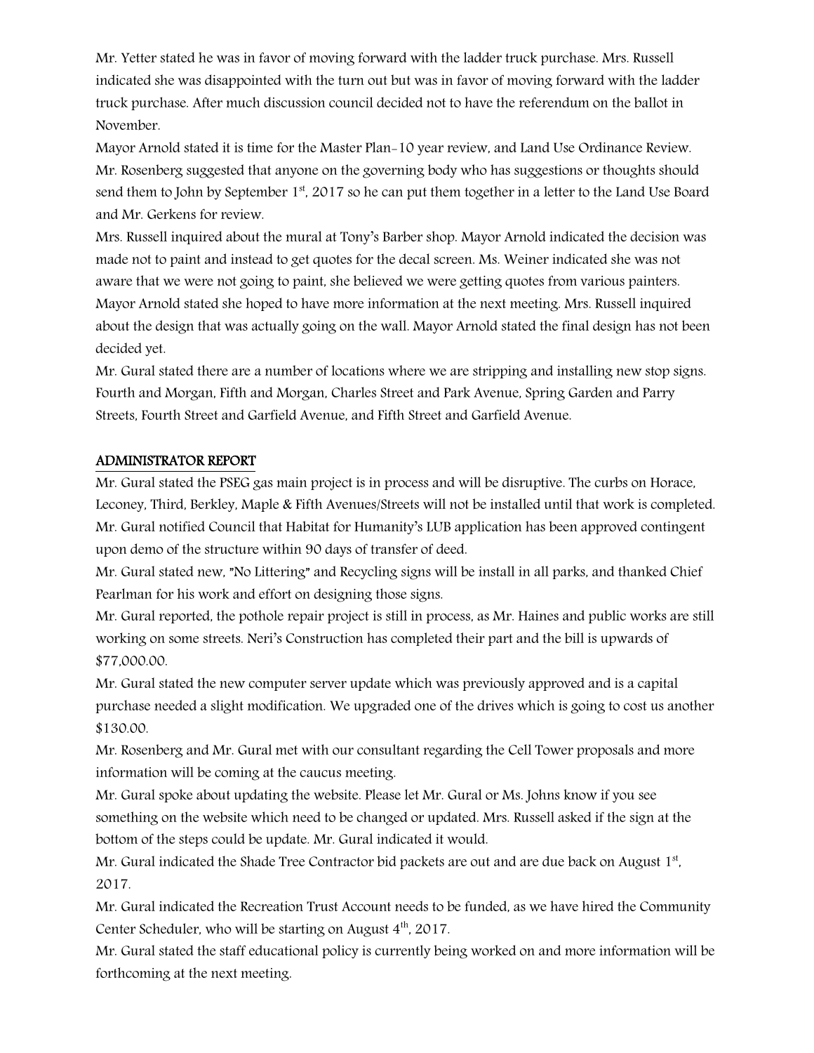Mr. Yetter stated he was in favor of moving forward with the ladder truck purchase. Mrs. Russell indicated she was disappointed with the turn out but was in favor of moving forward with the ladder truck purchase. After much discussion council decided not to have the referendum on the ballot in November.

Mayor Arnold stated it is time for the Master Plan-10 year review, and Land Use Ordinance Review. Mr. Rosenberg suggested that anyone on the governing body who has suggestions or thoughts should send them to John by September 1st, 2017 so he can put them together in a letter to the Land Use Board and Mr. Gerkens for review.

Mrs. Russell inquired about the mural at Tony's Barber shop. Mayor Arnold indicated the decision was made not to paint and instead to get quotes for the decal screen. Ms. Weiner indicated she was not aware that we were not going to paint, she believed we were getting quotes from various painters. Mayor Arnold stated she hoped to have more information at the next meeting. Mrs. Russell inquired about the design that was actually going on the wall. Mayor Arnold stated the final design has not been decided yet.

Mr. Gural stated there are a number of locations where we are stripping and installing new stop signs. Fourth and Morgan, Fifth and Morgan, Charles Street and Park Avenue, Spring Garden and Parry Streets, Fourth Street and Garfield Avenue, and Fifth Street and Garfield Avenue.

## ADMINISTRATOR REPORT

Mr. Gural stated the PSEG gas main project is in process and will be disruptive. The curbs on Horace, Leconey, Third, Berkley, Maple & Fifth Avenues/Streets will not be installed until that work is completed.

Mr. Gural notified Council that Habitat for Humanity's LUB application has been approved contingent upon demo of the structure within 90 days of transfer of deed.

Mr. Gural stated new, "No Littering" and Recycling signs will be install in all parks, and thanked Chief Pearlman for his work and effort on designing those signs.

Mr. Gural reported, the pothole repair project is still in process, as Mr. Haines and public works are still working on some streets. Neri's Construction has completed their part and the bill is upwards of $77,000.00.

Mr. Gural stated the new computer server update which was previously approved and is a capital purchase needed a slight modification. We upgraded one of the drives which is going to cost us another $130.00.

Mr. Rosenberg and Mr. Gural met with our consultant regarding the Cell Tower proposals and more information will be coming at the caucus meeting.

Mr. Gural spoke about updating the website. Please let Mr. Gural or Ms. Johns know if you see something on the website which need to be changed or updated. Mrs. Russell asked if the sign at the bottom of the steps could be update. Mr. Gural indicated it would.

Mr. Gural indicated the Shade Tree Contractor bid packets are out and are due back on August 1st, 2017.

Mr. Gural indicated the Recreation Trust Account needs to be funded, as we have hired the Community Center Scheduler, who will be starting on August 4th, 2017.

Mr. Gural stated the staff educational policy is currently being worked on and more information will be forthcoming at the next meeting.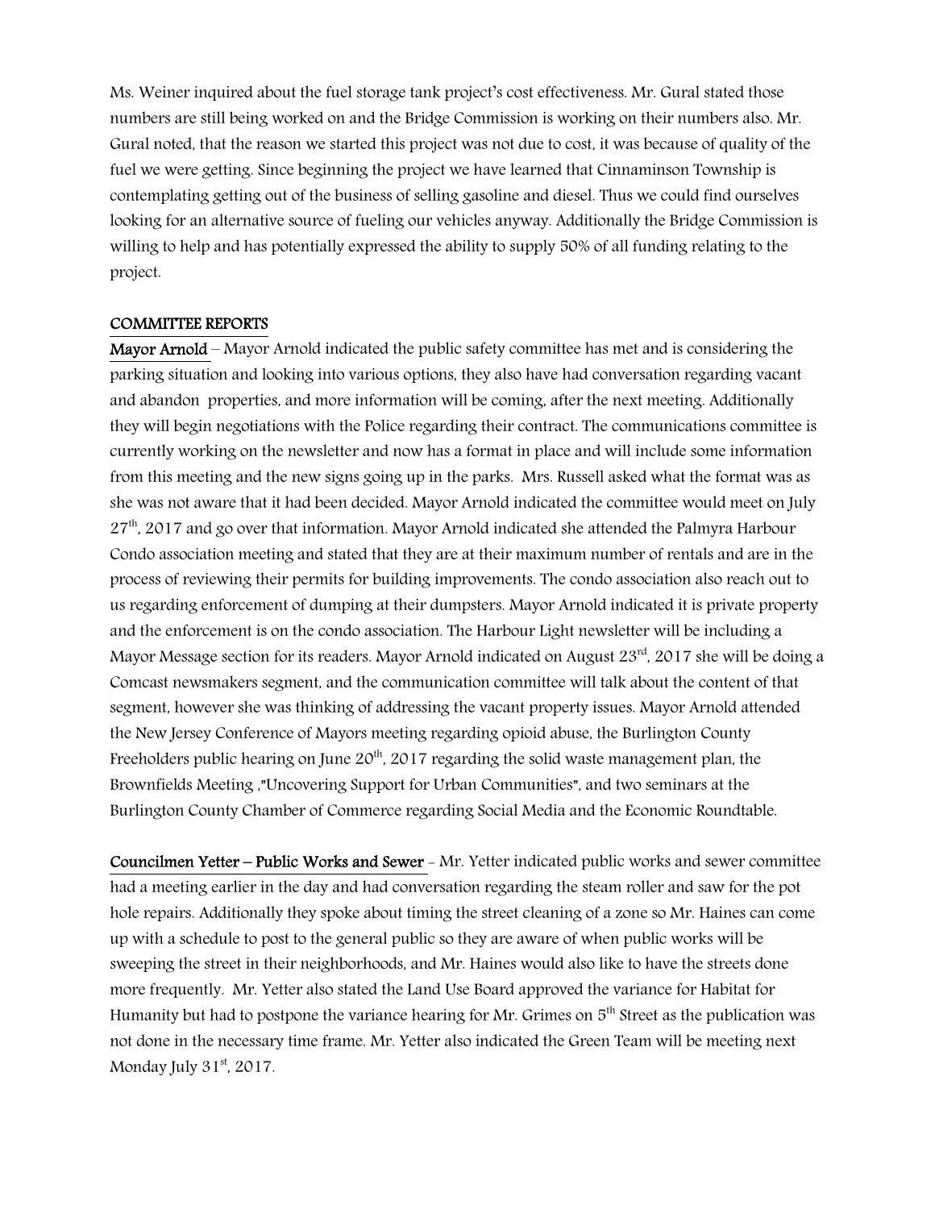Ms. Weiner inquired about the fuel storage tank project's cost effectiveness. Mr. Gural stated those numbers are still being worked on and the Bridge Commission is working on their numbers also. Mr. Gural noted, that the reason we started this project was not due to cost, it was because of quality of the fuel we were getting. Since beginning the project we have learned that Cinnaminson Township is contemplating getting out of the business of selling gasoline and diesel. Thus we could find ourselves looking for an alternative source of fueling our vehicles anyway. Additionally the Bridge Commission is willing to help and has potentially expressed the ability to supply 50% of all funding relating to the project.

## COMMITTEE REPORTS

**Mayor Arnold** – Mayor Arnold indicated the public safety committee has met and is considering the parking situation and looking into various options, they also have had conversation regarding vacant and abandon properties, and more information will be coming, after the next meeting. Additionally they will begin negotiations with the Police regarding their contract. The communications committee is currently working on the newsletter and now has a format in place and will include some information from this meeting and the new signs going up in the parks. Mrs. Russell asked what the format was as she was not aware that it had been decided. Mayor Arnold indicated the committee would meet on July 27th, 2017 and go over that information. Mayor Arnold indicated she attended the Palmyra Harbour Condo association meeting and stated that they are at their maximum number of rentals and are in the process of reviewing their permits for building improvements. The condo association also reach out to us regarding enforcement of dumping at their dumpsters. Mayor Arnold indicated it is private property and the enforcement is on the condo association. The Harbour Light newsletter will be including a Mayor Message section for its readers. Mayor Arnold indicated on August 23rd, 2017 she will be doing a Comcast newsmakers segment, and the communication committee will talk about the content of that segment, however she was thinking of addressing the vacant property issues. Mayor Arnold attended the New Jersey Conference of Mayors meeting regarding opioid abuse, the Burlington County Freeholders public hearing on June 20th, 2017 regarding the solid waste management plan, the Brownfields Meeting ,"Uncovering Support for Urban Communities", and two seminars at the Burlington County Chamber of Commerce regarding Social Media and the Economic Roundtable.

**Councilmen Yetter – Public Works and Sewer** - Mr. Yetter indicated public works and sewer committee had a meeting earlier in the day and had conversation regarding the steam roller and saw for the pot hole repairs. Additionally they spoke about timing the street cleaning of a zone so Mr. Haines can come up with a schedule to post to the general public so they are aware of when public works will be sweeping the street in their neighborhoods, and Mr. Haines would also like to have the streets done more frequently. Mr. Yetter also stated the Land Use Board approved the variance for Habitat for Humanity but had to postpone the variance hearing for Mr. Grimes on 5th Street as the publication was not done in the necessary time frame. Mr. Yetter also indicated the Green Team will be meeting next Monday July 31st, 2017.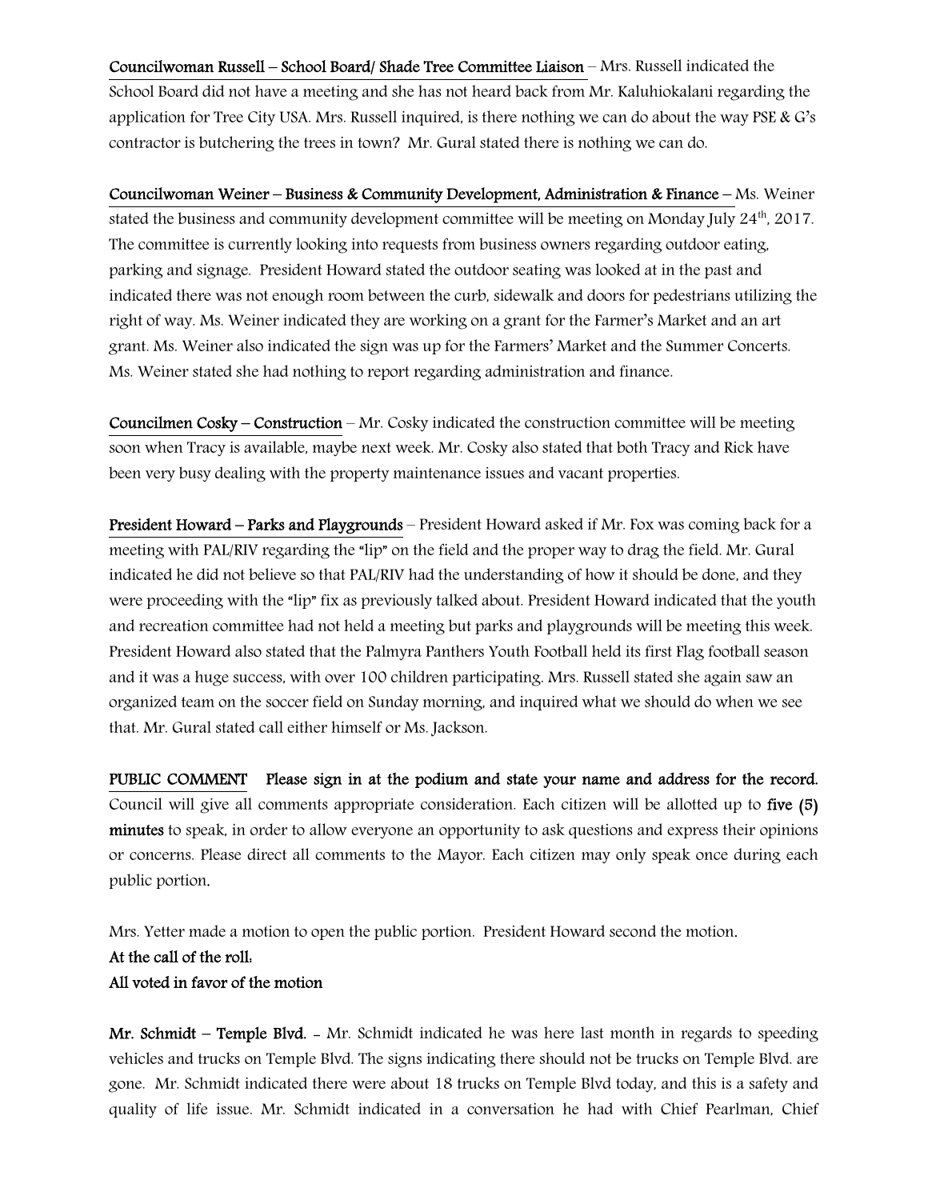**Councilwoman Russell – School Board/ Shade Tree Committee Liaison** – Mrs. Russell indicated the School Board did not have a meeting and she has not heard back from Mr. Kaluhiokalani regarding the application for Tree City USA. Mrs. Russell inquired, is there nothing we can do about the way PSE & G's contractor is butchering the trees in town? Mr. Gural stated there is nothing we can do.

**Councilwoman Weiner – Business & Community Development, Administration & Finance** – Ms. Weiner stated the business and community development committee will be meeting on Monday July 24th, 2017. The committee is currently looking into requests from business owners regarding outdoor eating, parking and signage. President Howard stated the outdoor seating was looked at in the past and indicated there was not enough room between the curb, sidewalk and doors for pedestrians utilizing the right of way. Ms. Weiner indicated they are working on a grant for the Farmer's Market and an art grant. Ms. Weiner also indicated the sign was up for the Farmers' Market and the Summer Concerts. Ms. Weiner stated she had nothing to report regarding administration and finance.

**Councilmen Cosky – Construction** – Mr. Cosky indicated the construction committee will be meeting soon when Tracy is available, maybe next week. Mr. Cosky also stated that both Tracy and Rick have been very busy dealing with the property maintenance issues and vacant properties.

**President Howard – Parks and Playgrounds** – President Howard asked if Mr. Fox was coming back for a meeting with PAL/RIV regarding the "lip" on the field and the proper way to drag the field. Mr. Gural indicated he did not believe so that PAL/RIV had the understanding of how it should be done, and they were proceeding with the "lip" fix as previously talked about. President Howard indicated that the youth and recreation committee had not held a meeting but parks and playgrounds will be meeting this week. President Howard also stated that the Palmyra Panthers Youth Football held its first Flag football season and it was a huge success, with over 100 children participating. Mrs. Russell stated she again saw an organized team on the soccer field on Sunday morning, and inquired what we should do when we see that. Mr. Gural stated call either himself or Ms. Jackson.

**PUBLIC COMMENT** **Please sign in at the podium and state your name and address for the record.** Council will give all comments appropriate consideration. Each citizen will be allotted up to **five (5) minutes** to speak, in order to allow everyone an opportunity to ask questions and express their opinions or concerns. Please direct all comments to the Mayor. Each citizen may only speak once during each public portion.

Mrs. Yetter made a motion to open the public portion. President Howard second the motion.
**At the call of the roll:**
**All voted in favor of the motion**

**Mr. Schmidt – Temple Blvd.** - Mr. Schmidt indicated he was here last month in regards to speeding vehicles and trucks on Temple Blvd. The signs indicating there should not be trucks on Temple Blvd. are gone. Mr. Schmidt indicated there were about 18 trucks on Temple Blvd today, and this is a safety and quality of life issue. Mr. Schmidt indicated in a conversation he had with Chief Pearlman, Chief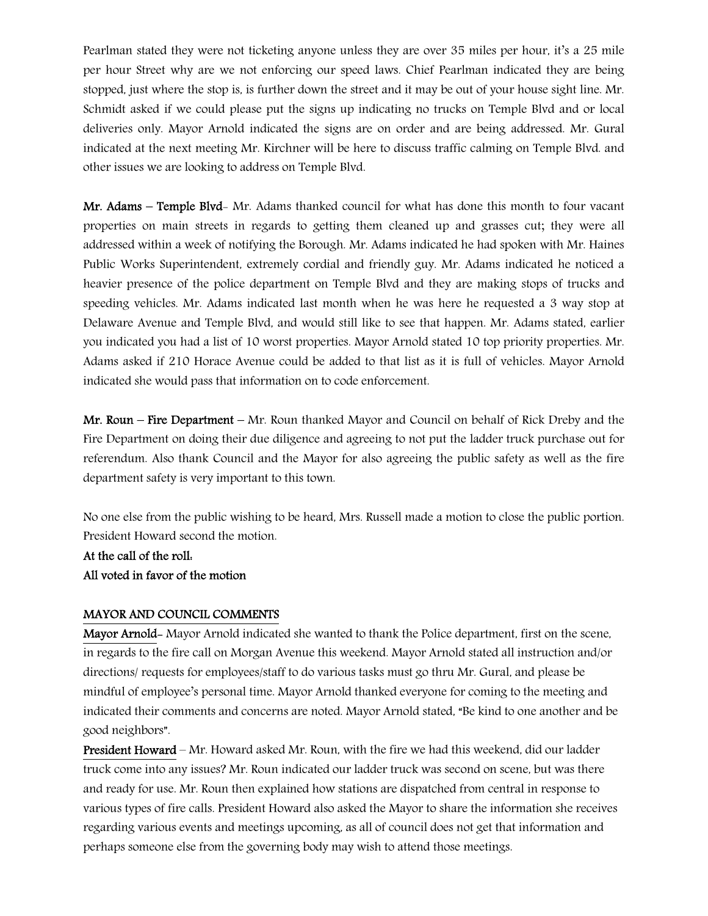Pearlman stated they were not ticketing anyone unless they are over 35 miles per hour, it's a 25 mile per hour Street why are we not enforcing our speed laws. Chief Pearlman indicated they are being stopped, just where the stop is, is further down the street and it may be out of your house sight line. Mr. Schmidt asked if we could please put the signs up indicating no trucks on Temple Blvd and or local deliveries only. Mayor Arnold indicated the signs are on order and are being addressed. Mr. Gural indicated at the next meeting Mr. Kirchner will be here to discuss traffic calming on Temple Blvd. and other issues we are looking to address on Temple Blvd.

**Mr. Adams – Temple Blvd**- Mr. Adams thanked council for what has done this month to four vacant properties on main streets in regards to getting them cleaned up and grasses cut; they were all addressed within a week of notifying the Borough. Mr. Adams indicated he had spoken with Mr. Haines Public Works Superintendent, extremely cordial and friendly guy. Mr. Adams indicated he noticed a heavier presence of the police department on Temple Blvd and they are making stops of trucks and speeding vehicles. Mr. Adams indicated last month when he was here he requested a 3 way stop at Delaware Avenue and Temple Blvd, and would still like to see that happen. Mr. Adams stated, earlier you indicated you had a list of 10 worst properties. Mayor Arnold stated 10 top priority properties. Mr. Adams asked if 210 Horace Avenue could be added to that list as it is full of vehicles. Mayor Arnold indicated she would pass that information on to code enforcement.

**Mr. Roun – Fire Department** – Mr. Roun thanked Mayor and Council on behalf of Rick Dreby and the Fire Department on doing their due diligence and agreeing to not put the ladder truck purchase out for referendum. Also thank Council and the Mayor for also agreeing the public safety as well as the fire department safety is very important to this town.

No one else from the public wishing to be heard, Mrs. Russell made a motion to close the public portion. President Howard second the motion.

**At the call of the roll:**
**All voted in favor of the motion**

## MAYOR AND COUNCIL COMMENTS

**Mayor Arnold**- Mayor Arnold indicated she wanted to thank the Police department, first on the scene, in regards to the fire call on Morgan Avenue this weekend. Mayor Arnold stated all instruction and/or directions/ requests for employees/staff to do various tasks must go thru Mr. Gural, and please be mindful of employee's personal time. Mayor Arnold thanked everyone for coming to the meeting and indicated their comments and concerns are noted. Mayor Arnold stated, "Be kind to one another and be good neighbors".

**President Howard** – Mr. Howard asked Mr. Roun, with the fire we had this weekend, did our ladder truck come into any issues? Mr. Roun indicated our ladder truck was second on scene, but was there and ready for use. Mr. Roun then explained how stations are dispatched from central in response to various types of fire calls. President Howard also asked the Mayor to share the information she receives regarding various events and meetings upcoming, as all of council does not get that information and perhaps someone else from the governing body may wish to attend those meetings.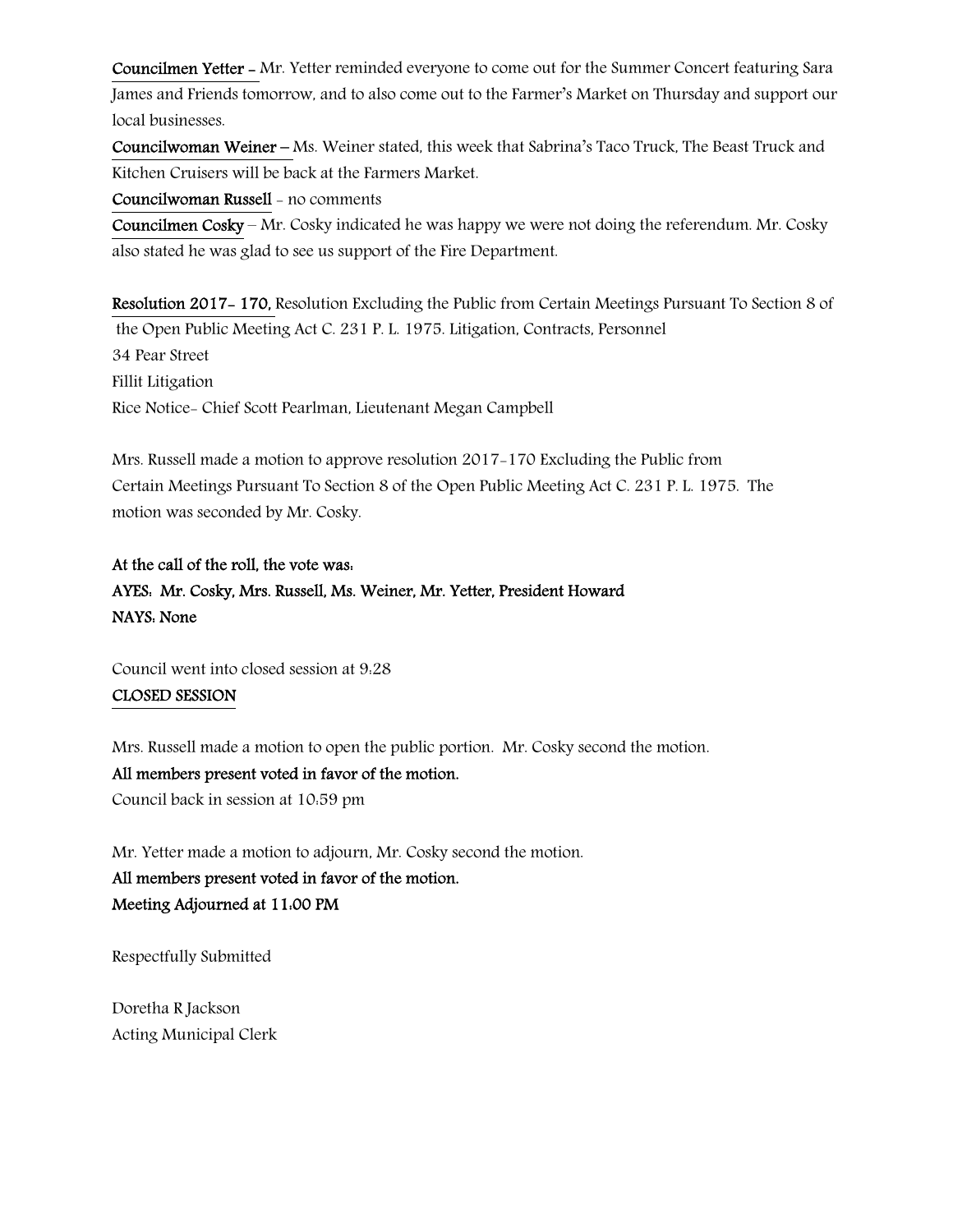Councilmen Yetter – Mr. Yetter reminded everyone to come out for the Summer Concert featuring Sara James and Friends tomorrow, and to also come out to the Farmer's Market on Thursday and support our local businesses.

Councilwoman Weiner – Ms. Weiner stated, this week that Sabrina's Taco Truck, The Beast Truck and Kitchen Cruisers will be back at the Farmers Market.

Councilwoman Russell - no comments

Councilmen Cosky – Mr. Cosky indicated he was happy we were not doing the referendum. Mr. Cosky also stated he was glad to see us support of the Fire Department.

Resolution 2017- 170, Resolution Excluding the Public from Certain Meetings Pursuant To Section 8 of the Open Public Meeting Act C. 231 P. L. 1975. Litigation, Contracts, Personnel
34 Pear Street
Fillit Litigation
Rice Notice- Chief Scott Pearlman, Lieutenant Megan Campbell

Mrs. Russell made a motion to approve resolution 2017-170 Excluding the Public from Certain Meetings Pursuant To Section 8 of the Open Public Meeting Act C. 231 P. L. 1975. The motion was seconded by Mr. Cosky.

**At the call of the roll, the vote was:**
**AYES: Mr. Cosky, Mrs. Russell, Ms. Weiner, Mr. Yetter, President Howard**
**NAYS: None**

Council went into closed session at 9:28

CLOSED SESSION

Mrs. Russell made a motion to open the public portion. Mr. Cosky second the motion.
**All members present voted in favor of the motion.**
Council back in session at 10:59 pm

Mr. Yetter made a motion to adjourn, Mr. Cosky second the motion.
**All members present voted in favor of the motion.**
**Meeting Adjourned at 11:00 PM**

Respectfully Submitted

Doretha R Jackson
Acting Municipal Clerk